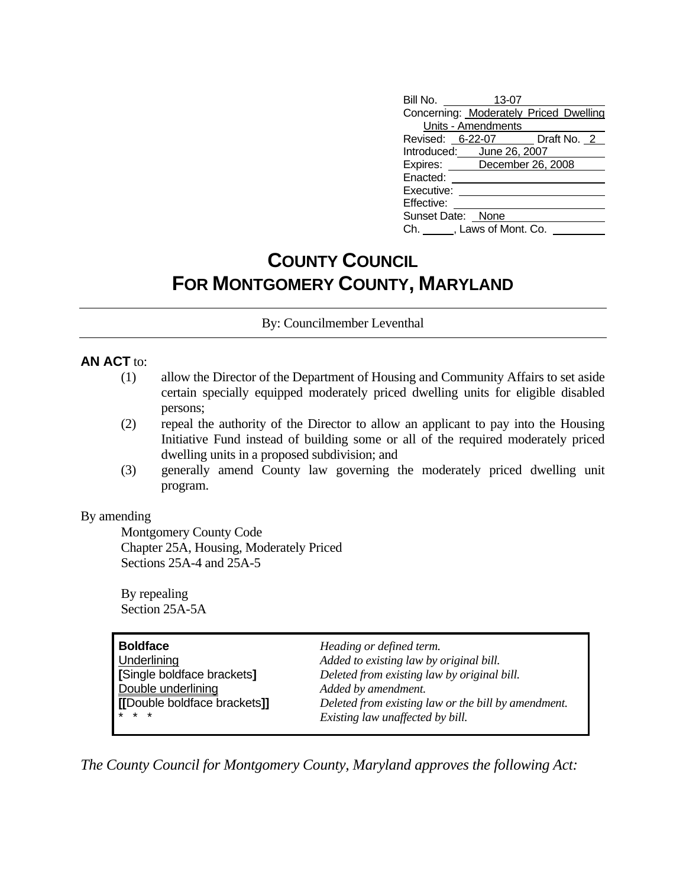| | |
|---|---|
| Bill No. | 13-07 |
| Concerning: | Moderately Priced Dwelling Units - Amendments |
| Revised: | 6-22-07 Draft No. 2 |
| Introduced: | June 26, 2007 |
| Expires: | December 26, 2008 |
| Enacted: | |
| Executive: | |
| Effective: | |
| Sunset Date: | None |
| Ch. ____, Laws of Mont. Co. | |

# COUNTY COUNCIL
# FOR MONTGOMERY COUNTY, MARYLAND

By: Councilmember Leventhal

**AN ACT** to:

(1) allow the Director of the Department of Housing and Community Affairs to set aside certain specially equipped moderately priced dwelling units for eligible disabled persons;

(2) repeal the authority of the Director to allow an applicant to pay into the Housing Initiative Fund instead of building some or all of the required moderately priced dwelling units in a proposed subdivision; and

(3) generally amend County law governing the moderately priced dwelling unit program.

By amending

Montgomery County Code
Chapter 25A, Housing, Moderately Priced
Sections 25A-4 and 25A-5

By repealing
Section 25A-5A

| | |
|---|---|
| **Boldface** | *Heading or defined term.* |
| Underlining | *Added to existing law by original bill.* |
| **[**Single boldface brackets**]** | *Deleted from existing law by original bill.* |
| Double underlining | *Added by amendment.* |
| **[[**Double boldface brackets**]]** | *Deleted from existing law or the bill by amendment.* |
| * * * | *Existing law unaffected by bill.* |

*The County Council for Montgomery County, Maryland approves the following Act:*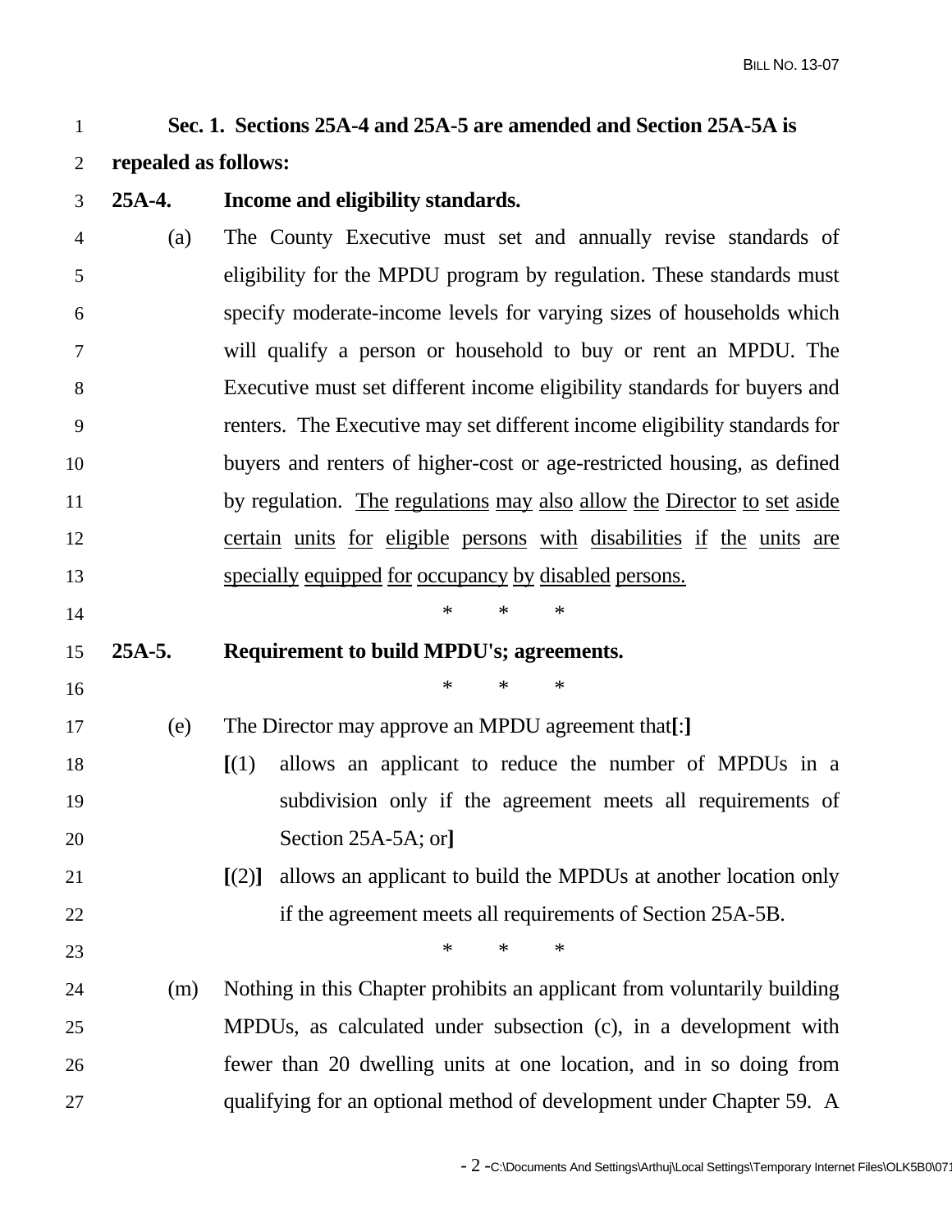**Sec. 1. Sections 25A-4 and 25A-5 are amended and Section 25A-5A is repealed as follows:**

**25A-4. Income and eligibility standards.**

(a) The County Executive must set and annually revise standards of eligibility for the MPDU program by regulation. These standards must specify moderate-income levels for varying sizes of households which will qualify a person or household to buy or rent an MPDU. The Executive must set different income eligibility standards for buyers and renters. The Executive may set different income eligibility standards for buyers and renters of higher-cost or age-restricted housing, as defined by regulation. <u>The regulations may also allow the Director to set aside certain units for eligible persons with disabilities if the units are specially equipped for occupancy by disabled persons.</u>

\* \* \*

**25A-5. Requirement to build MPDU's; agreements.**

\* \* \*

(e) The Director may approve an MPDU agreement that**[**:**]**

**[**(1) allows an applicant to reduce the number of MPDUs in a subdivision only if the agreement meets all requirements of Section 25A-5A; or**]**

**[**(2)**]** allows an applicant to build the MPDUs at another location only if the agreement meets all requirements of Section 25A-5B.

\* \* \*

(m) Nothing in this Chapter prohibits an applicant from voluntarily building MPDUs, as calculated under subsection (c), in a development with fewer than 20 dwelling units at one location, and in so doing from qualifying for an optional method of development under Chapter 59. A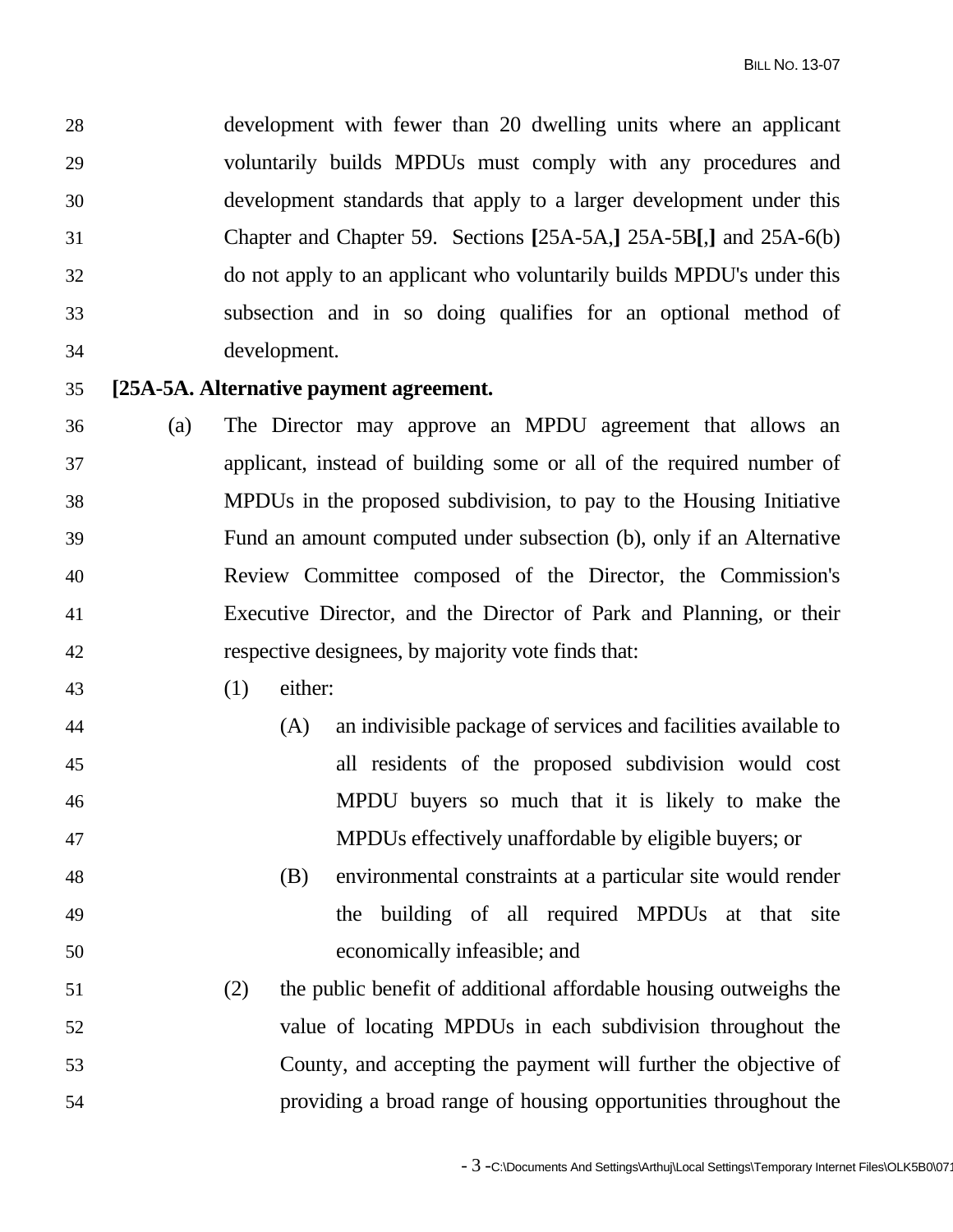development with fewer than 20 dwelling units where an applicant voluntarily builds MPDUs must comply with any procedures and development standards that apply to a larger development under this Chapter and Chapter 59. Sections **[**25A-5A,**]** 25A-5B**[**,**]** and 25A-6(b) do not apply to an applicant who voluntarily builds MPDU's under this subsection and in so doing qualifies for an optional method of development.

**[25A-5A. Alternative payment agreement.**

(a) The Director may approve an MPDU agreement that allows an applicant, instead of building some or all of the required number of MPDUs in the proposed subdivision, to pay to the Housing Initiative Fund an amount computed under subsection (b), only if an Alternative Review Committee composed of the Director, the Commission's Executive Director, and the Director of Park and Planning, or their respective designees, by majority vote finds that:

(1) either:

(A) an indivisible package of services and facilities available to all residents of the proposed subdivision would cost MPDU buyers so much that it is likely to make the MPDUs effectively unaffordable by eligible buyers; or

(B) environmental constraints at a particular site would render the building of all required MPDUs at that site economically infeasible; and

(2) the public benefit of additional affordable housing outweighs the value of locating MPDUs in each subdivision throughout the County, and accepting the payment will further the objective of providing a broad range of housing opportunities throughout the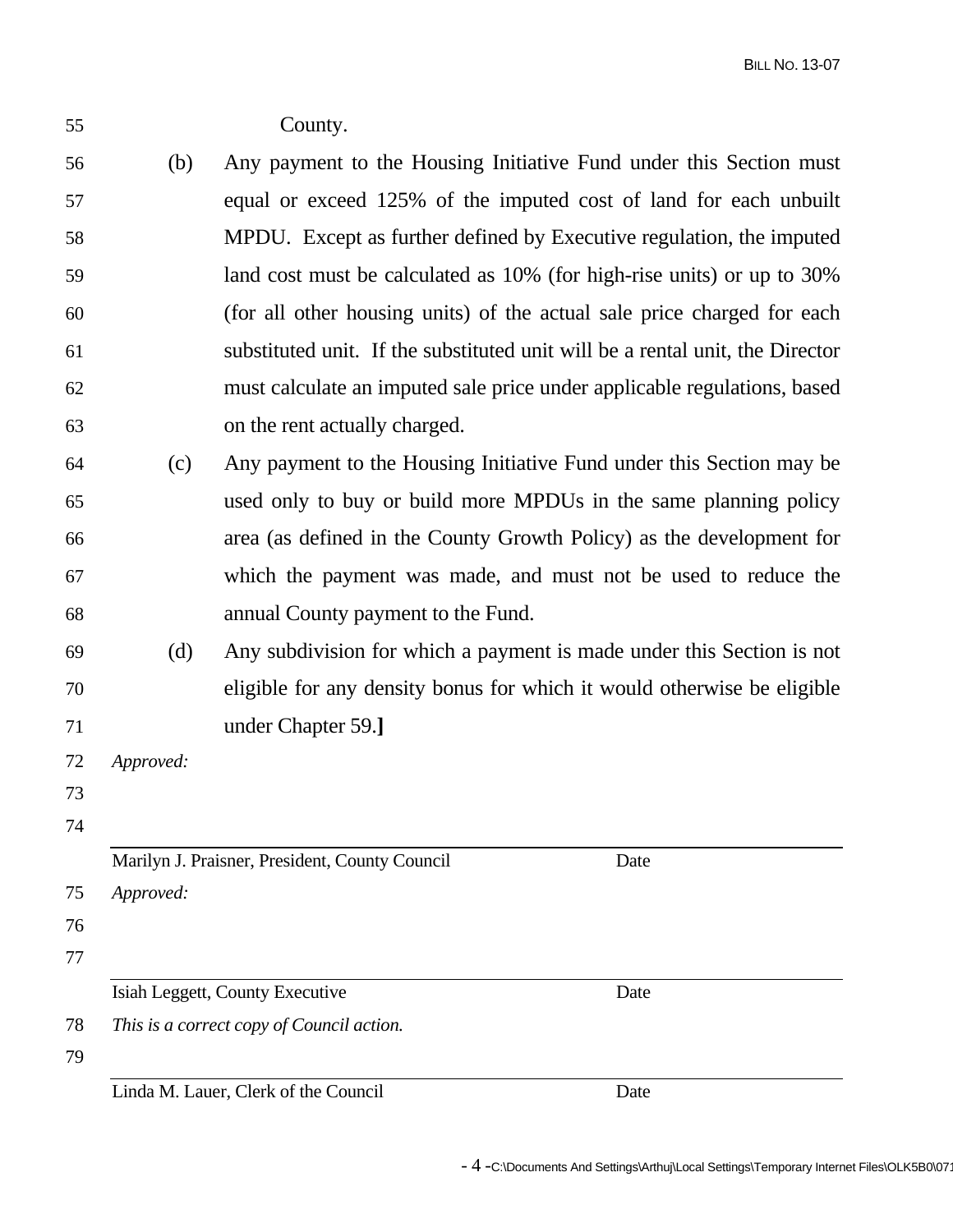County.

(b) Any payment to the Housing Initiative Fund under this Section must equal or exceed 125% of the imputed cost of land for each unbuilt MPDU. Except as further defined by Executive regulation, the imputed land cost must be calculated as 10% (for high-rise units) or up to 30% (for all other housing units) of the actual sale price charged for each substituted unit. If the substituted unit will be a rental unit, the Director must calculate an imputed sale price under applicable regulations, based on the rent actually charged.

(c) Any payment to the Housing Initiative Fund under this Section may be used only to buy or build more MPDUs in the same planning policy area (as defined in the County Growth Policy) as the development for which the payment was made, and must not be used to reduce the annual County payment to the Fund.

(d) Any subdivision for which a payment is made under this Section is not eligible for any density bonus for which it would otherwise be eligible under Chapter 59.**]**

*Approved:*

Marilyn J. Praisner, President, County Council — Date

*Approved:*

Isiah Leggett, County Executive — Date

*This is a correct copy of Council action.*

Linda M. Lauer, Clerk of the Council — Date